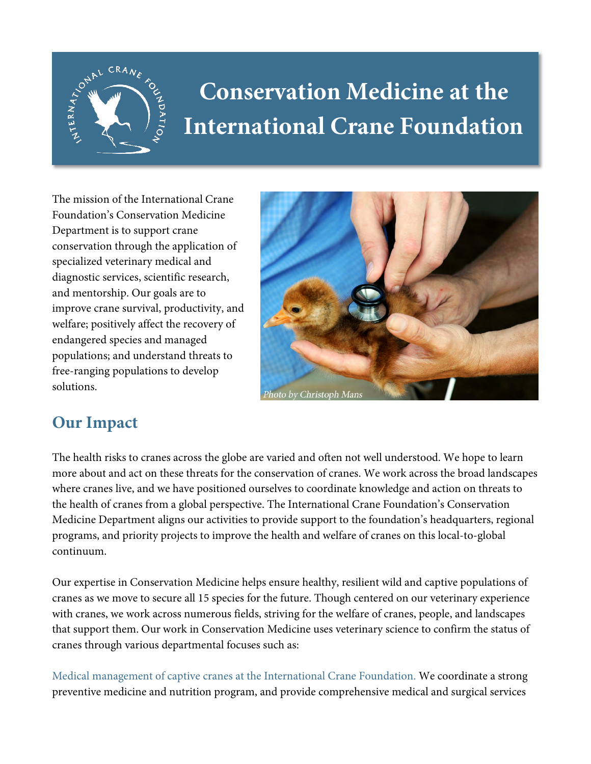# Conservation Medicine at the International Crane Foundation

The mission of the International Crane Foundation's Conservation Medicine Department is to support crane conservation through the application of specialized veterinary medical and diagnostic services, scientific research, and mentorship. Our goals are to improve crane survival, productivity, and welfare; positively affect the recovery of endangered species and managed populations; and understand threats to free-ranging populations to develop solutions.

*Photo by Christoph Mans*

## Our Impact

The health risks to cranes across the globe are varied and often not well understood. We hope to learn more about and act on these threats for the conservation of cranes. We work across the broad landscapes where cranes live, and we have positioned ourselves to coordinate knowledge and action on threats to the health of cranes from a global perspective. The International Crane Foundation's Conservation Medicine Department aligns our activities to provide support to the foundation's headquarters, regional programs, and priority projects to improve the health and welfare of cranes on this local-to-global continuum.

Our expertise in Conservation Medicine helps ensure healthy, resilient wild and captive populations of cranes as we move to secure all 15 species for the future. Though centered on our veterinary experience with cranes, we work across numerous fields, striving for the welfare of cranes, people, and landscapes that support them. Our work in Conservation Medicine uses veterinary science to confirm the status of cranes through various departmental focuses such as:

Medical management of captive cranes at the International Crane Foundation. We coordinate a strong preventive medicine and nutrition program, and provide comprehensive medical and surgical services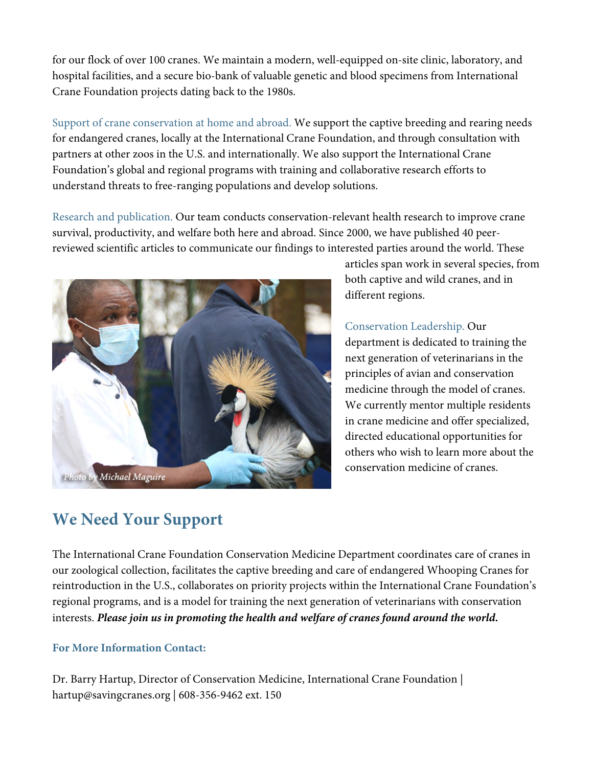for our flock of over 100 cranes. We maintain a modern, well-equipped on-site clinic, laboratory, and hospital facilities, and a secure bio-bank of valuable genetic and blood specimens from International Crane Foundation projects dating back to the 1980s.

Support of crane conservation at home and abroad. We support the captive breeding and rearing needs for endangered cranes, locally at the International Crane Foundation, and through consultation with partners at other zoos in the U.S. and internationally. We also support the International Crane Foundation's global and regional programs with training and collaborative research efforts to understand threats to free-ranging populations and develop solutions.

Research and publication. Our team conducts conservation-relevant health research to improve crane survival, productivity, and welfare both here and abroad. Since 2000, we have published 40 peer-reviewed scientific articles to communicate our findings to interested parties around the world. These articles span work in several species, from both captive and wild cranes, and in different regions.

Photo by Michael Maguire

Conservation Leadership. Our department is dedicated to training the next generation of veterinarians in the principles of avian and conservation medicine through the model of cranes. We currently mentor multiple residents in crane medicine and offer specialized, directed educational opportunities for others who wish to learn more about the conservation medicine of cranes.

## We Need Your Support

The International Crane Foundation Conservation Medicine Department coordinates care of cranes in our zoological collection, facilitates the captive breeding and care of endangered Whooping Cranes for reintroduction in the U.S., collaborates on priority projects within the International Crane Foundation's regional programs, and is a model for training the next generation of veterinarians with conservation interests. ***Please join us in promoting the health and welfare of cranes found around the world.***

**For More Information Contact:**

Dr. Barry Hartup, Director of Conservation Medicine, International Crane Foundation | hartup@savingcranes.org | 608-356-9462 ext. 150